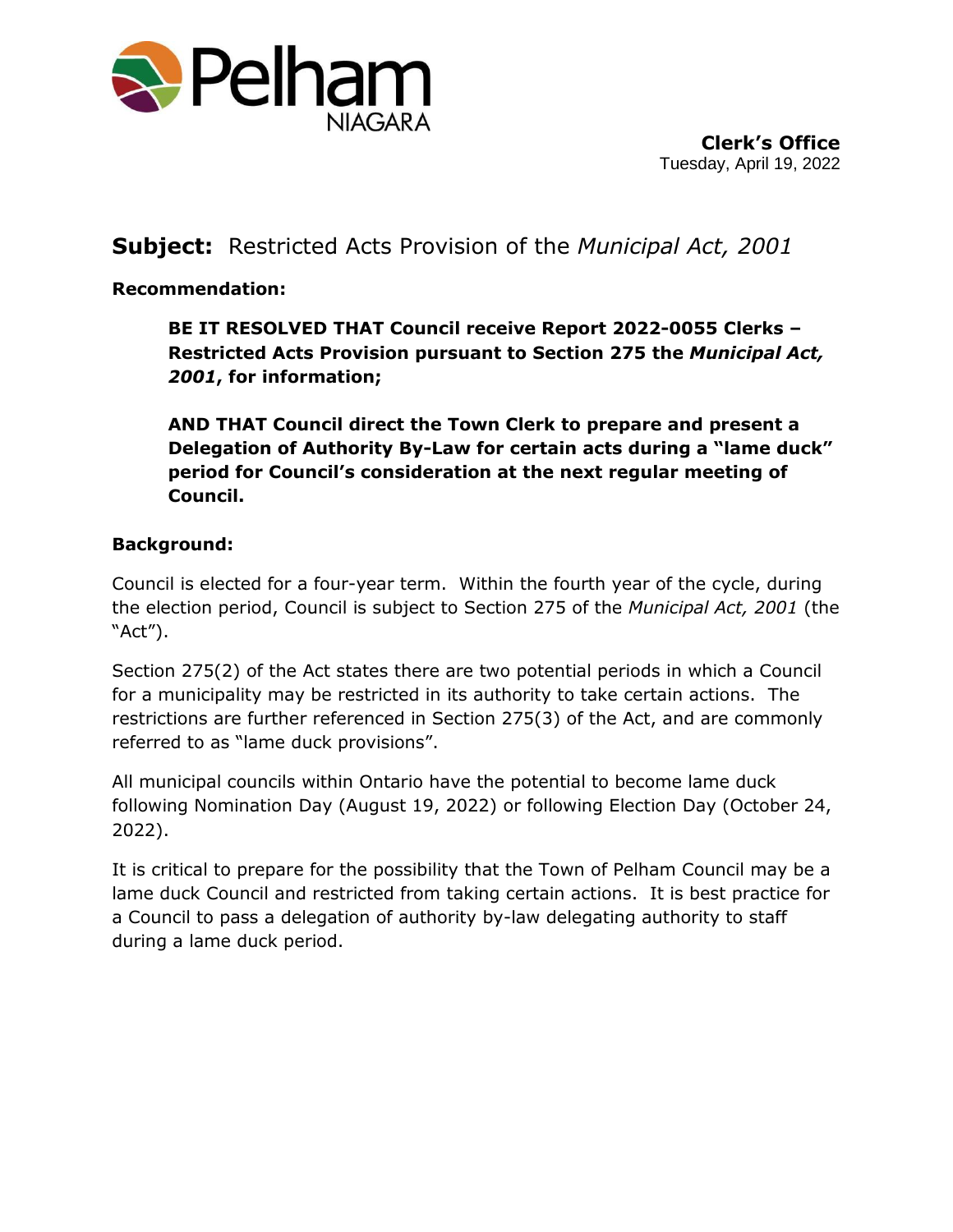Pelham NIAGARA

**Clerk's Office**
Tuesday, April 19, 2022

## **Subject:** Restricted Acts Provision of the *Municipal Act, 2001*

**Recommendation:**

> **BE IT RESOLVED THAT Council receive Report 2022-0055 Clerks – Restricted Acts Provision pursuant to Section 275 the *Municipal Act, 2001*, for information;**
>
> **AND THAT Council direct the Town Clerk to prepare and present a Delegation of Authority By-Law for certain acts during a "lame duck" period for Council's consideration at the next regular meeting of Council.**

**Background:**

Council is elected for a four-year term. Within the fourth year of the cycle, during the election period, Council is subject to Section 275 of the *Municipal Act, 2001* (the "Act").

Section 275(2) of the Act states there are two potential periods in which a Council for a municipality may be restricted in its authority to take certain actions. The restrictions are further referenced in Section 275(3) of the Act, and are commonly referred to as "lame duck provisions".

All municipal councils within Ontario have the potential to become lame duck following Nomination Day (August 19, 2022) or following Election Day (October 24, 2022).

It is critical to prepare for the possibility that the Town of Pelham Council may be a lame duck Council and restricted from taking certain actions. It is best practice for a Council to pass a delegation of authority by-law delegating authority to staff during a lame duck period.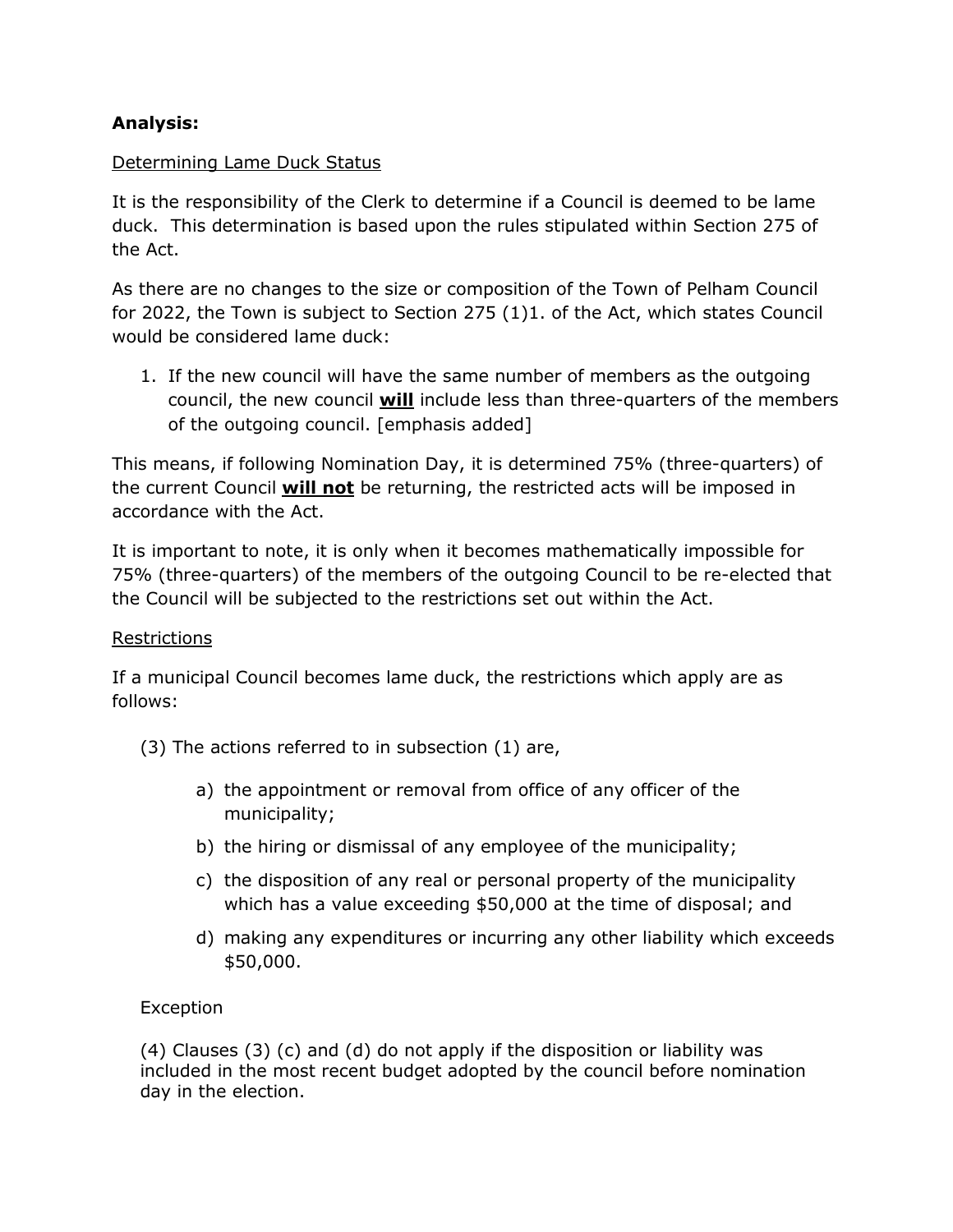**Analysis:**

<u>Determining Lame Duck Status</u>

It is the responsibility of the Clerk to determine if a Council is deemed to be lame duck. This determination is based upon the rules stipulated within Section 275 of the Act.

As there are no changes to the size or composition of the Town of Pelham Council for 2022, the Town is subject to Section 275 (1)1. of the Act, which states Council would be considered lame duck:

1. If the new council will have the same number of members as the outgoing council, the new council **<u>will</u>** include less than three-quarters of the members of the outgoing council. [emphasis added]

This means, if following Nomination Day, it is determined 75% (three-quarters) of the current Council **<u>will not</u>** be returning, the restricted acts will be imposed in accordance with the Act.

It is important to note, it is only when it becomes mathematically impossible for 75% (three-quarters) of the members of the outgoing Council to be re-elected that the Council will be subjected to the restrictions set out within the Act.

<u>Restrictions</u>

If a municipal Council becomes lame duck, the restrictions which apply are as follows:

(3) The actions referred to in subsection (1) are,

a) the appointment or removal from office of any officer of the municipality;
b) the hiring or dismissal of any employee of the municipality;
c) the disposition of any real or personal property of the municipality which has a value exceeding $50,000 at the time of disposal; and
d) making any expenditures or incurring any other liability which exceeds $50,000.

Exception

(4) Clauses (3) (c) and (d) do not apply if the disposition or liability was included in the most recent budget adopted by the council before nomination day in the election.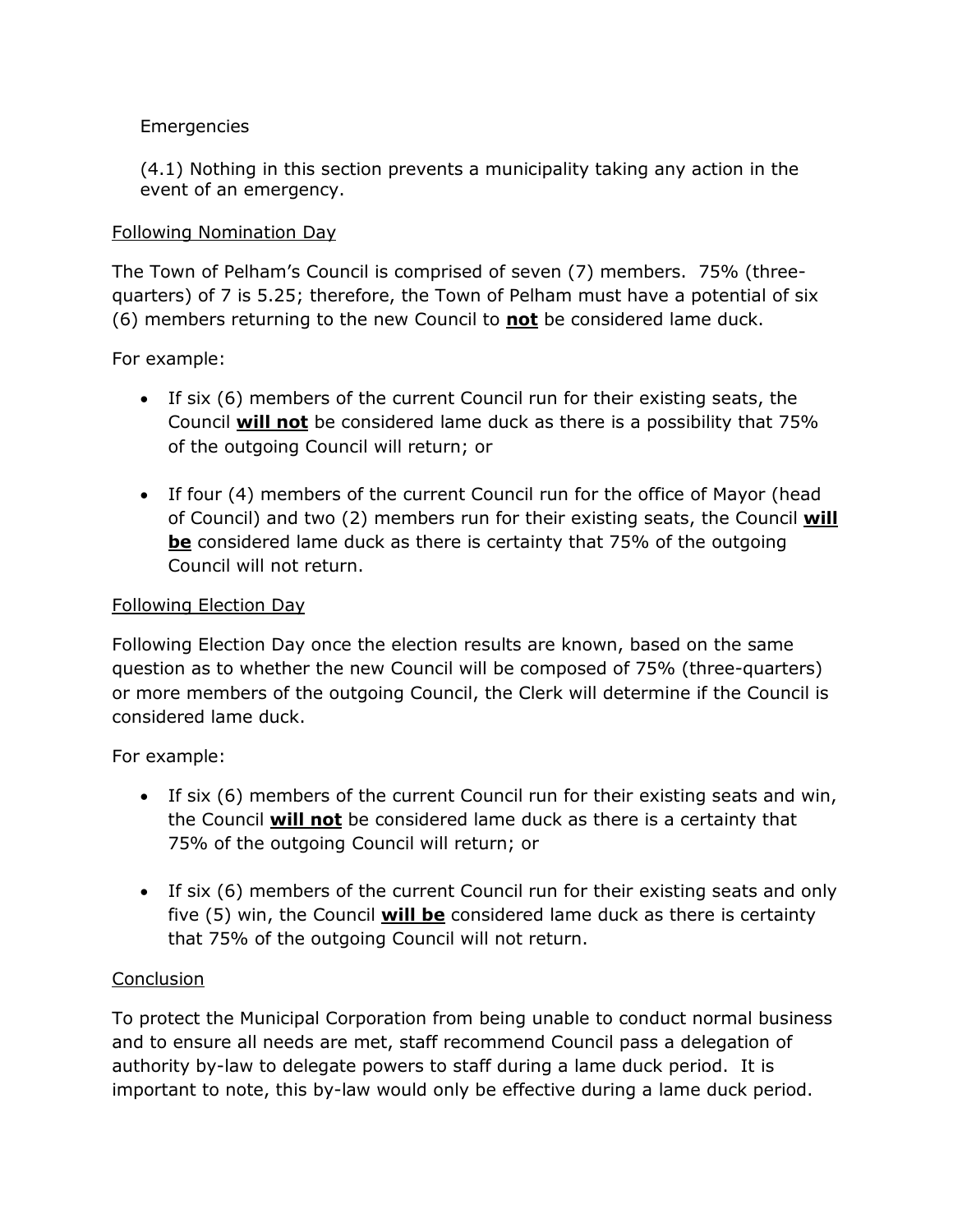Emergencies

(4.1) Nothing in this section prevents a municipality taking any action in the event of an emergency.

Following Nomination Day

The Town of Pelham's Council is comprised of seven (7) members. 75% (three-quarters) of 7 is 5.25; therefore, the Town of Pelham must have a potential of six (6) members returning to the new Council to **not** be considered lame duck.

For example:

- If six (6) members of the current Council run for their existing seats, the Council **will not** be considered lame duck as there is a possibility that 75% of the outgoing Council will return; or

- If four (4) members of the current Council run for the office of Mayor (head of Council) and two (2) members run for their existing seats, the Council **will be** considered lame duck as there is certainty that 75% of the outgoing Council will not return.

Following Election Day

Following Election Day once the election results are known, based on the same question as to whether the new Council will be composed of 75% (three-quarters) or more members of the outgoing Council, the Clerk will determine if the Council is considered lame duck.

For example:

- If six (6) members of the current Council run for their existing seats and win, the Council **will not** be considered lame duck as there is a certainty that 75% of the outgoing Council will return; or

- If six (6) members of the current Council run for their existing seats and only five (5) win, the Council **will be** considered lame duck as there is certainty that 75% of the outgoing Council will not return.

Conclusion

To protect the Municipal Corporation from being unable to conduct normal business and to ensure all needs are met, staff recommend Council pass a delegation of authority by-law to delegate powers to staff during a lame duck period. It is important to note, this by-law would only be effective during a lame duck period.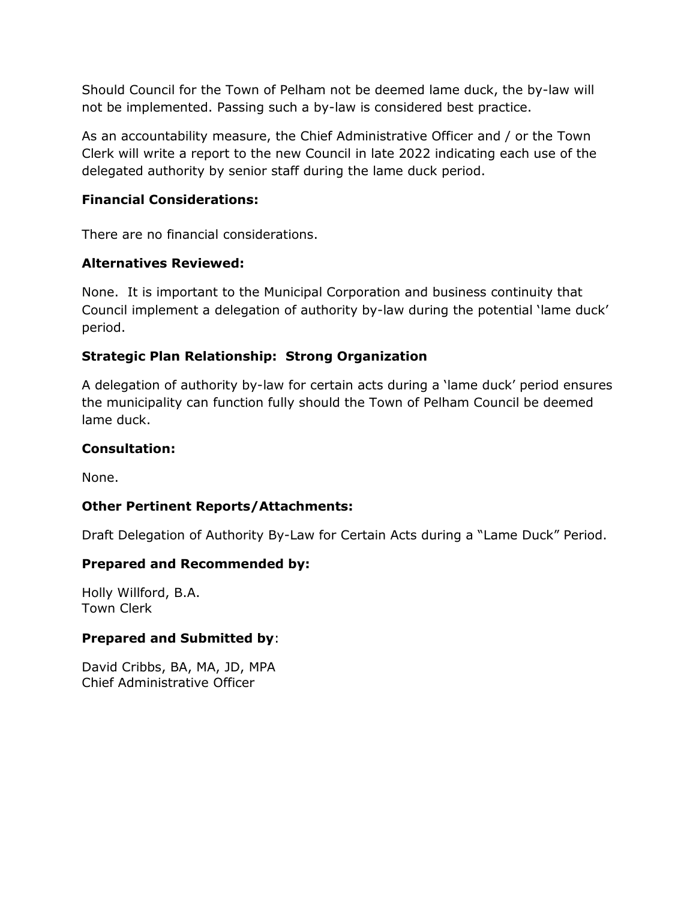Should Council for the Town of Pelham not be deemed lame duck, the by-law will not be implemented. Passing such a by-law is considered best practice.

As an accountability measure, the Chief Administrative Officer and / or the Town Clerk will write a report to the new Council in late 2022 indicating each use of the delegated authority by senior staff during the lame duck period.

### Financial Considerations:

There are no financial considerations.

### Alternatives Reviewed:

None. It is important to the Municipal Corporation and business continuity that Council implement a delegation of authority by-law during the potential 'lame duck' period.

### Strategic Plan Relationship: Strong Organization

A delegation of authority by-law for certain acts during a 'lame duck' period ensures the municipality can function fully should the Town of Pelham Council be deemed lame duck.

### Consultation:

None.

### Other Pertinent Reports/Attachments:

Draft Delegation of Authority By-Law for Certain Acts during a "Lame Duck" Period.

### Prepared and Recommended by:

Holly Willford, B.A.
Town Clerk

### Prepared and Submitted by:

David Cribbs, BA, MA, JD, MPA
Chief Administrative Officer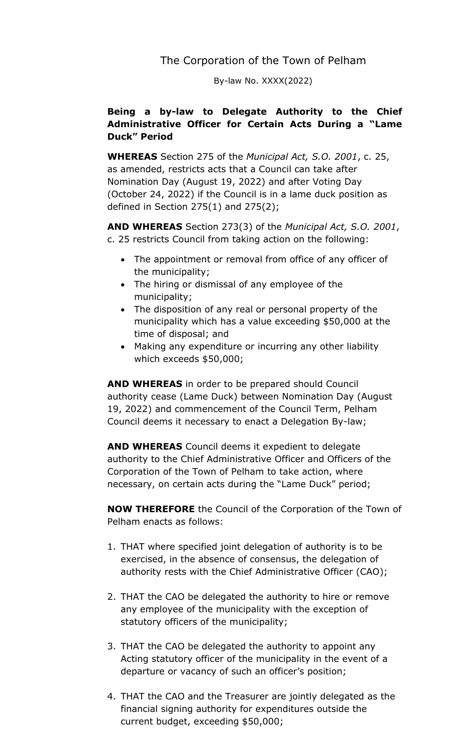The Corporation of the Town of Pelham

By-law No. XXXX(2022)

**Being a by-law to Delegate Authority to the Chief Administrative Officer for Certain Acts During a "Lame Duck" Period**

**WHEREAS** Section 275 of the *Municipal Act, S.O. 2001*, c. 25, as amended, restricts acts that a Council can take after Nomination Day (August 19, 2022) and after Voting Day (October 24, 2022) if the Council is in a lame duck position as defined in Section 275(1) and 275(2);

**AND WHEREAS** Section 273(3) of the *Municipal Act, S.O. 2001*, c. 25 restricts Council from taking action on the following:

- The appointment or removal from office of any officer of the municipality;
- The hiring or dismissal of any employee of the municipality;
- The disposition of any real or personal property of the municipality which has a value exceeding $50,000 at the time of disposal; and
- Making any expenditure or incurring any other liability which exceeds $50,000;

**AND WHEREAS** in order to be prepared should Council authority cease (Lame Duck) between Nomination Day (August 19, 2022) and commencement of the Council Term, Pelham Council deems it necessary to enact a Delegation By-law;

**AND WHEREAS** Council deems it expedient to delegate authority to the Chief Administrative Officer and Officers of the Corporation of the Town of Pelham to take action, where necessary, on certain acts during the "Lame Duck" period;

**NOW THEREFORE** the Council of the Corporation of the Town of Pelham enacts as follows:

1. THAT where specified joint delegation of authority is to be exercised, in the absence of consensus, the delegation of authority rests with the Chief Administrative Officer (CAO);

2. THAT the CAO be delegated the authority to hire or remove any employee of the municipality with the exception of statutory officers of the municipality;

3. THAT the CAO be delegated the authority to appoint any Acting statutory officer of the municipality in the event of a departure or vacancy of such an officer's position;

4. THAT the CAO and the Treasurer are jointly delegated as the financial signing authority for expenditures outside the current budget, exceeding $50,000;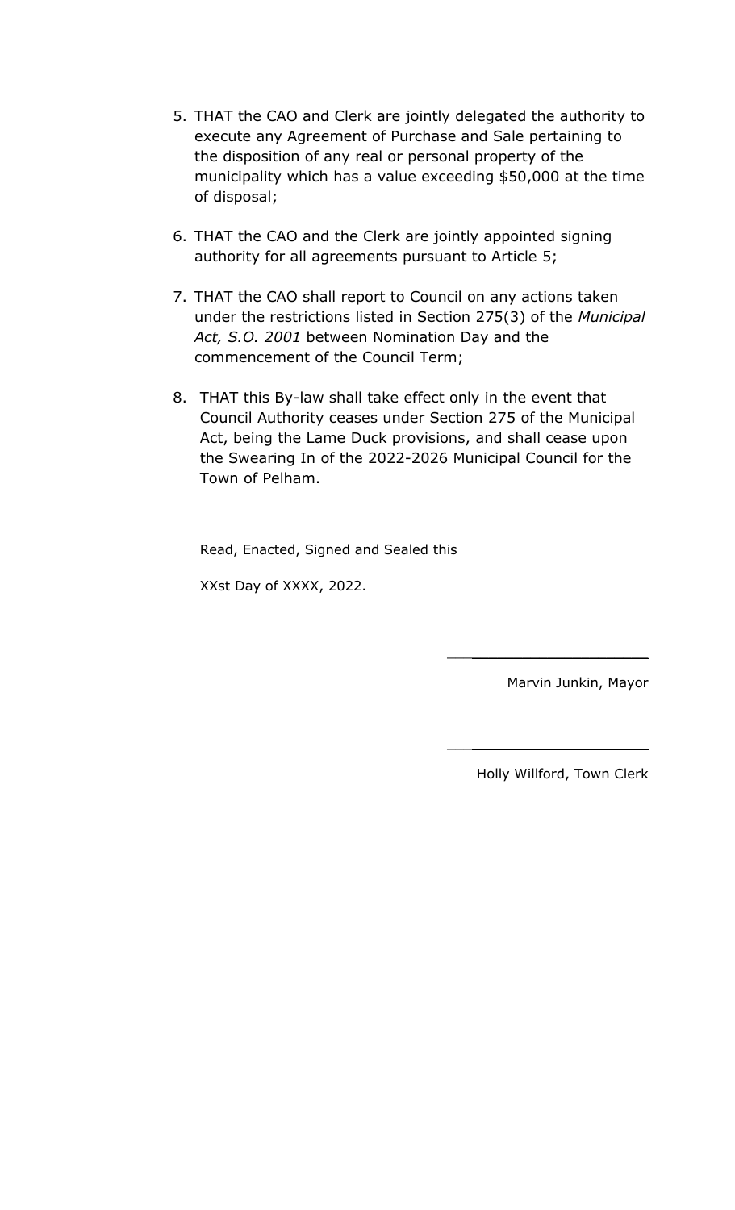5. THAT the CAO and Clerk are jointly delegated the authority to execute any Agreement of Purchase and Sale pertaining to the disposition of any real or personal property of the municipality which has a value exceeding $50,000 at the time of disposal;

6. THAT the CAO and the Clerk are jointly appointed signing authority for all agreements pursuant to Article 5;

7. THAT the CAO shall report to Council on any actions taken under the restrictions listed in Section 275(3) of the *Municipal Act, S.O. 2001* between Nomination Day and the commencement of the Council Term;

8. THAT this By-law shall take effect only in the event that Council Authority ceases under Section 275 of the Municipal Act, being the Lame Duck provisions, and shall cease upon the Swearing In of the 2022-2026 Municipal Council for the Town of Pelham.

Read, Enacted, Signed and Sealed this

XXst Day of XXXX, 2022.

\_\_\_\_\_\_\_\_\_\_\_\_\_\_\_\_\_\_\_\_\_\_\_\_

Marvin Junkin, Mayor

\_\_\_\_\_\_\_\_\_\_\_\_\_\_\_\_\_\_\_\_\_\_\_\_

Holly Willford, Town Clerk